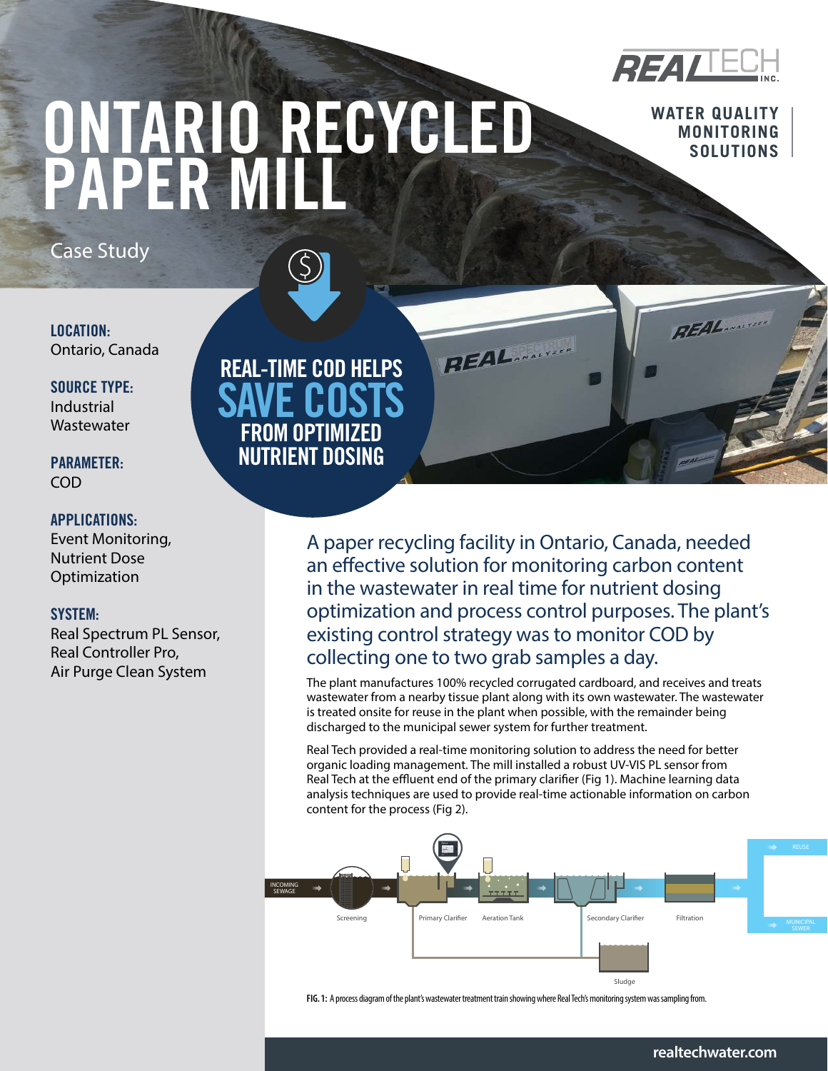# ONTARIO RECYCLED PAPER MILL

Case Study

WATER QUALITY MONITORING SOLUTIONS

**LOCATION:**
Ontario, Canada

**SOURCE TYPE:**
Industrial Wastewater

**PARAMETER:**
COD

**APPLICATIONS:**
Event Monitoring, Nutrient Dose Optimization

**SYSTEM:**
Real Spectrum PL Sensor, Real Controller Pro, Air Purge Clean System

## REAL-TIME COD HELPS SAVE COSTS FROM OPTIMIZED NUTRIENT DOSING

A paper recycling facility in Ontario, Canada, needed an effective solution for monitoring carbon content in the wastewater in real time for nutrient dosing optimization and process control purposes. The plant's existing control strategy was to monitor COD by collecting one to two grab samples a day.

The plant manufactures 100% recycled corrugated cardboard, and receives and treats wastewater from a nearby tissue plant along with its own wastewater. The wastewater is treated onsite for reuse in the plant when possible, with the remainder being discharged to the municipal sewer system for further treatment.

Real Tech provided a real-time monitoring solution to address the need for better organic loading management. The mill installed a robust UV-VIS PL sensor from Real Tech at the effluent end of the primary clarifier (Fig 1). Machine learning data analysis techniques are used to provide real-time actionable information on carbon content for the process (Fig 2).

INCOMING SEWAGE
Screening
Primary Clarifier
Aeration Tank
Secondary Clarifier
Filtration
REUSE
MUNICIPAL SEWER
Sludge

**FIG. 1:** A process diagram of the plant's wastewater treatment train showing where Real Tech's monitoring system was sampling from.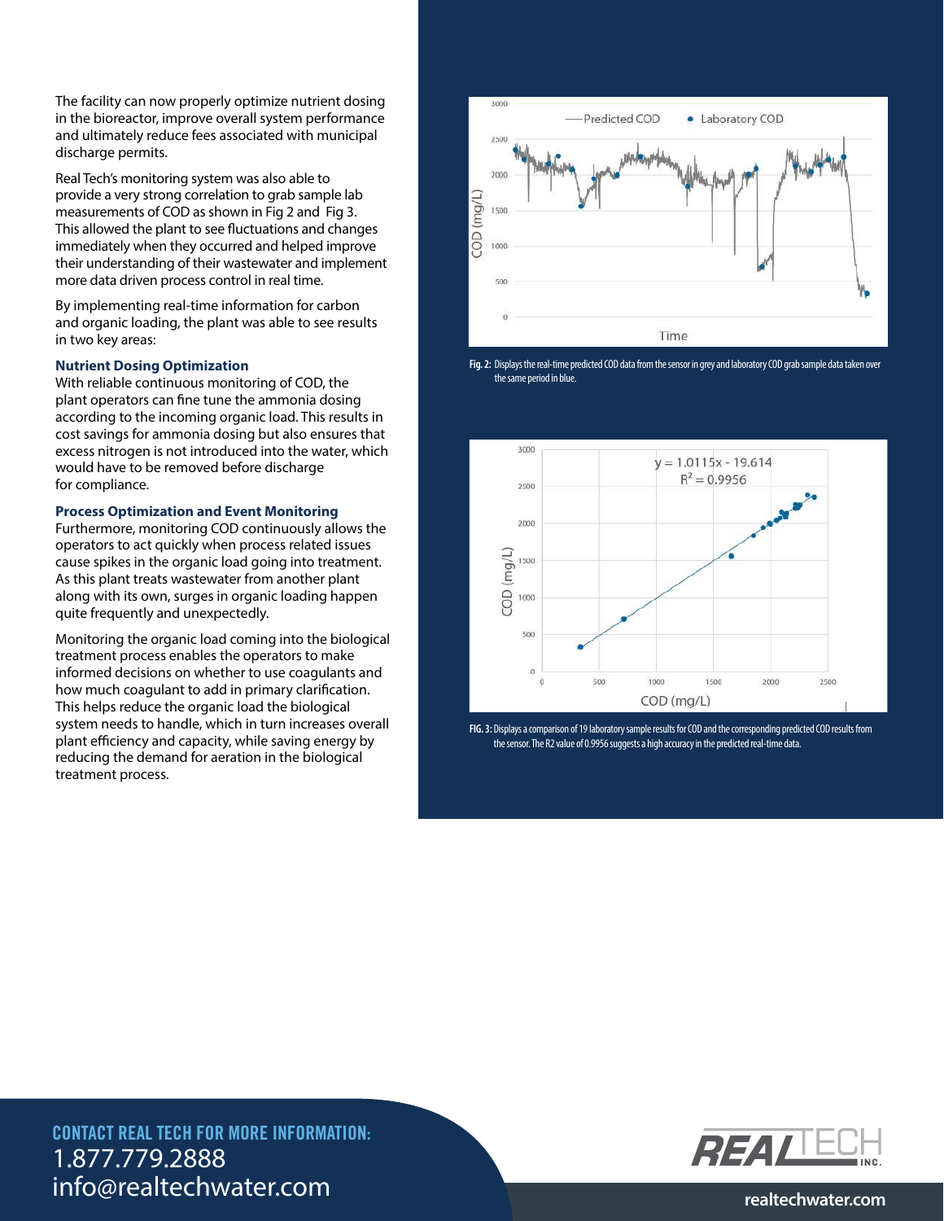The facility can now properly optimize nutrient dosing in the bioreactor, improve overall system performance and ultimately reduce fees associated with municipal discharge permits.

Real Tech's monitoring system was also able to provide a very strong correlation to grab sample lab measurements of COD as shown in Fig 2 and Fig 3. This allowed the plant to see fluctuations and changes immediately when they occurred and helped improve their understanding of their wastewater and implement more data driven process control in real time.

By implementing real-time information for carbon and organic loading, the plant was able to see results in two key areas:

### Nutrient Dosing Optimization

With reliable continuous monitoring of COD, the plant operators can fine tune the ammonia dosing according to the incoming organic load. This results in cost savings for ammonia dosing but also ensures that excess nitrogen is not introduced into the water, which would have to be removed before discharge for compliance.

### Process Optimization and Event Monitoring

Furthermore, monitoring COD continuously allows the operators to act quickly when process related issues cause spikes in the organic load going into treatment. As this plant treats wastewater from another plant along with its own, surges in organic loading happen quite frequently and unexpectedly.

Monitoring the organic load coming into the biological treatment process enables the operators to make informed decisions on whether to use coagulants and how much coagulant to add in primary clarification. This helps reduce the organic load the biological system needs to handle, which in turn increases overall plant efficiency and capacity, while saving energy by reducing the demand for aeration in the biological treatment process.

Predicted COD
Laboratory COD
COD (mg/L)
3000
2500
2000
1500
1000
500
0
Time

**Fig. 2:** Displays the real-time predicted COD data from the sensor in grey and laboratory COD grab sample data taken over the same period in blue.

$y = 1.0115x - 19.614$
$R^2 = 0.9956$
COD (mg/L)
3000
2500
2000
1500
1000
500
0
0
500
1000
1500
2000
2500
COD (mg/L)

**FIG. 3:** Displays a comparison of 19 laboratory sample results for COD and the corresponding predicted COD results from the sensor. The R2 value of 0.9956 suggests a high accuracy in the predicted real-time data.

**CONTACT REAL TECH FOR MORE INFORMATION:**
1.877.779.2888
info@realtechwater.com

REAL TECH INC.

realtechwater.com